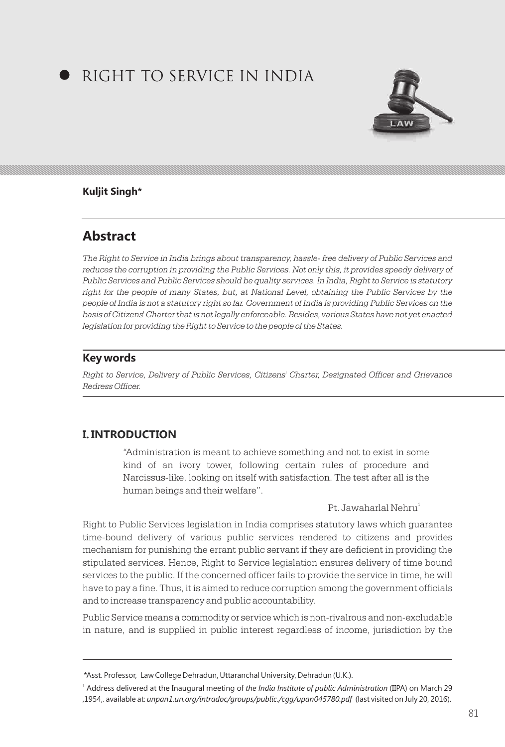# RIGHT TO SERVICE IN INDIA

**Kuljit Singh***

## Abstract

*The Right to Service in India brings about transparency, hassle- free delivery of Public Services and reduces the corruption in providing the Public Services. Not only this, it provides speedy delivery of Public Services and Public Services should be quality services. In India, Right to Service is statutory right for the people of many States, but, at National Level, obtaining the Public Services by the people of India is not a statutory right so far. Government of India is providing Public Services on the basis of Citizens' Charter that is not legally enforceable. Besides, various States have not yet enacted legislation for providing the Right to Service to the people of the States.*

## Key words

*Right to Service, Delivery of Public Services, Citizens' Charter, Designated Officer and Grievance Redress Officer.*

## I. INTRODUCTION

> "Administration is meant to achieve something and not to exist in some kind of an ivory tower, following certain rules of procedure and Narcissus-like, looking on itself with satisfaction. The test after all is the human beings and their welfare".
>
> Pt. Jawaharlal Nehru[1]

Right to Public Services legislation in India comprises statutory laws which guarantee time-bound delivery of various public services rendered to citizens and provides mechanism for punishing the errant public servant if they are deficient in providing the stipulated services. Hence, Right to Service legislation ensures delivery of time bound services to the public. If the concerned officer fails to provide the service in time, he will have to pay a fine. Thus, it is aimed to reduce corruption among the government officials and to increase transparency and public accountability.

Public Service means a commodity or service which is non-rivalrous and non-excludable in nature, and is supplied in public interest regardless of income, jurisdiction by the

---

*Asst. Professor, Law College Dehradun, Uttaranchal University, Dehradun (U.K.).

[1] Address delivered at the Inaugural meeting of *the India Institute of public Administration* (IIPA) on March 29 ,1954,. available at: *unpan1.un.org/intradoc/groups/public./cgg/upan045780.pdf* (last visited on July 20, 2016).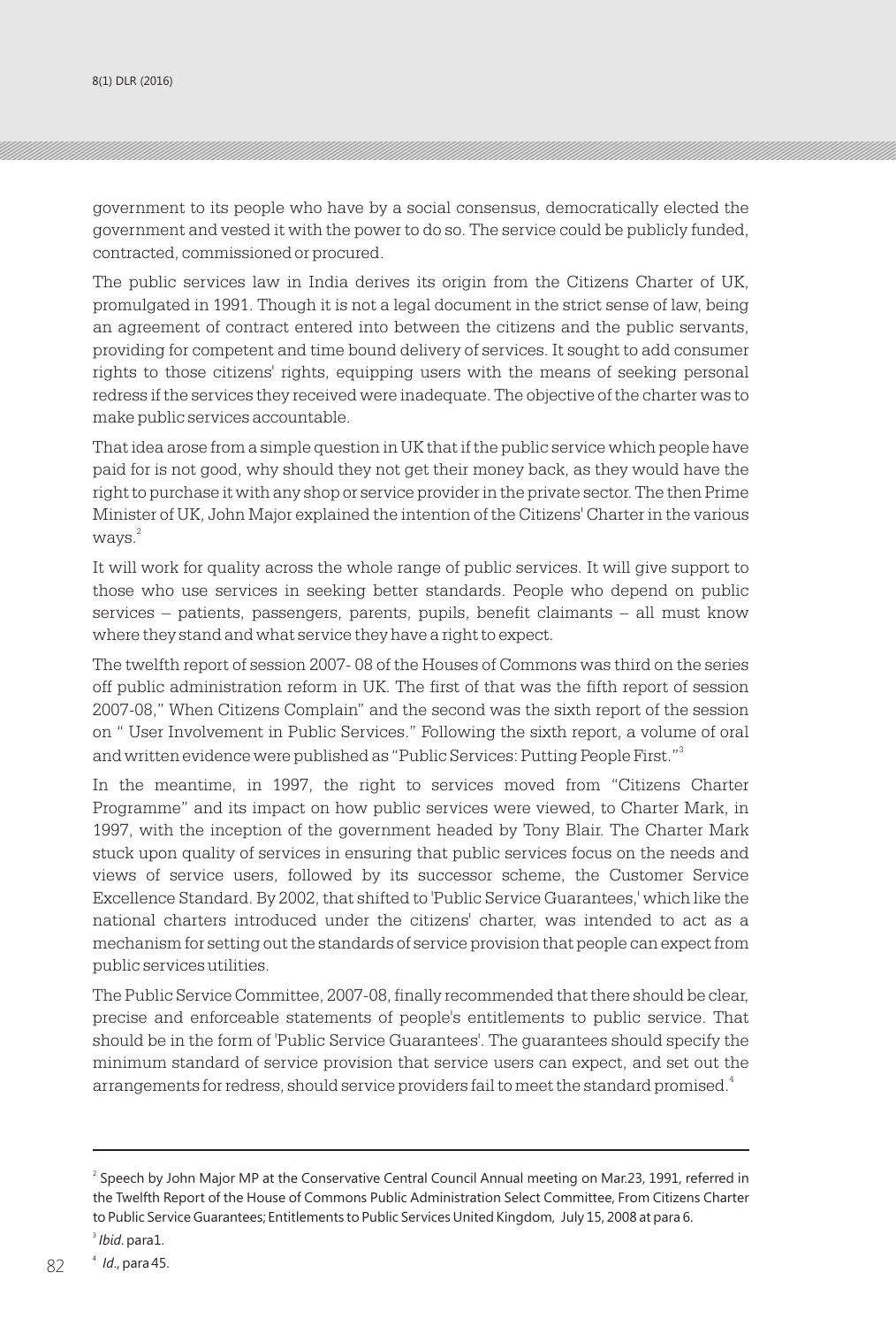government to its people who have by a social consensus, democratically elected the government and vested it with the power to do so. The service could be publicly funded, contracted, commissioned or procured.

The public services law in India derives its origin from the Citizens Charter of UK, promulgated in 1991. Though it is not a legal document in the strict sense of law, being an agreement of contract entered into between the citizens and the public servants, providing for competent and time bound delivery of services. It sought to add consumer rights to those citizens' rights, equipping users with the means of seeking personal redress if the services they received were inadequate. The objective of the charter was to make public services accountable.

That idea arose from a simple question in UK that if the public service which people have paid for is not good, why should they not get their money back, as they would have the right to purchase it with any shop or service provider in the private sector. The then Prime Minister of UK, John Major explained the intention of the Citizens' Charter in the various ways.[2]

It will work for quality across the whole range of public services. It will give support to those who use services in seeking better standards. People who depend on public services – patients, passengers, parents, pupils, benefit claimants – all must know where they stand and what service they have a right to expect.

The twelfth report of session 2007- 08 of the Houses of Commons was third on the series off public administration reform in UK. The first of that was the fifth report of session 2007-08," When Citizens Complain" and the second was the sixth report of the session on " User Involvement in Public Services." Following the sixth report, a volume of oral and written evidence were published as "Public Services: Putting People First."[3]

In the meantime, in 1997, the right to services moved from "Citizens Charter Programme" and its impact on how public services were viewed, to Charter Mark, in 1997, with the inception of the government headed by Tony Blair. The Charter Mark stuck upon quality of services in ensuring that public services focus on the needs and views of service users, followed by its successor scheme, the Customer Service Excellence Standard. By 2002, that shifted to 'Public Service Guarantees,' which like the national charters introduced under the citizens' charter, was intended to act as a mechanism for setting out the standards of service provision that people can expect from public services utilities.

The Public Service Committee, 2007-08, finally recommended that there should be clear, precise and enforceable statements of people's entitlements to public service. That should be in the form of 'Public Service Guarantees'. The guarantees should specify the minimum standard of service provision that service users can expect, and set out the arrangements for redress, should service providers fail to meet the standard promised.[4]

---

[2] Speech by John Major MP at the Conservative Central Council Annual meeting on Mar.23, 1991, referred in the Twelfth Report of the House of Commons Public Administration Select Committee, From Citizens Charter to Public Service Guarantees; Entitlements to Public Services United Kingdom, July 15, 2008 at para 6.

[3] *Ibid*. para1.

[4] *Id*., para 45.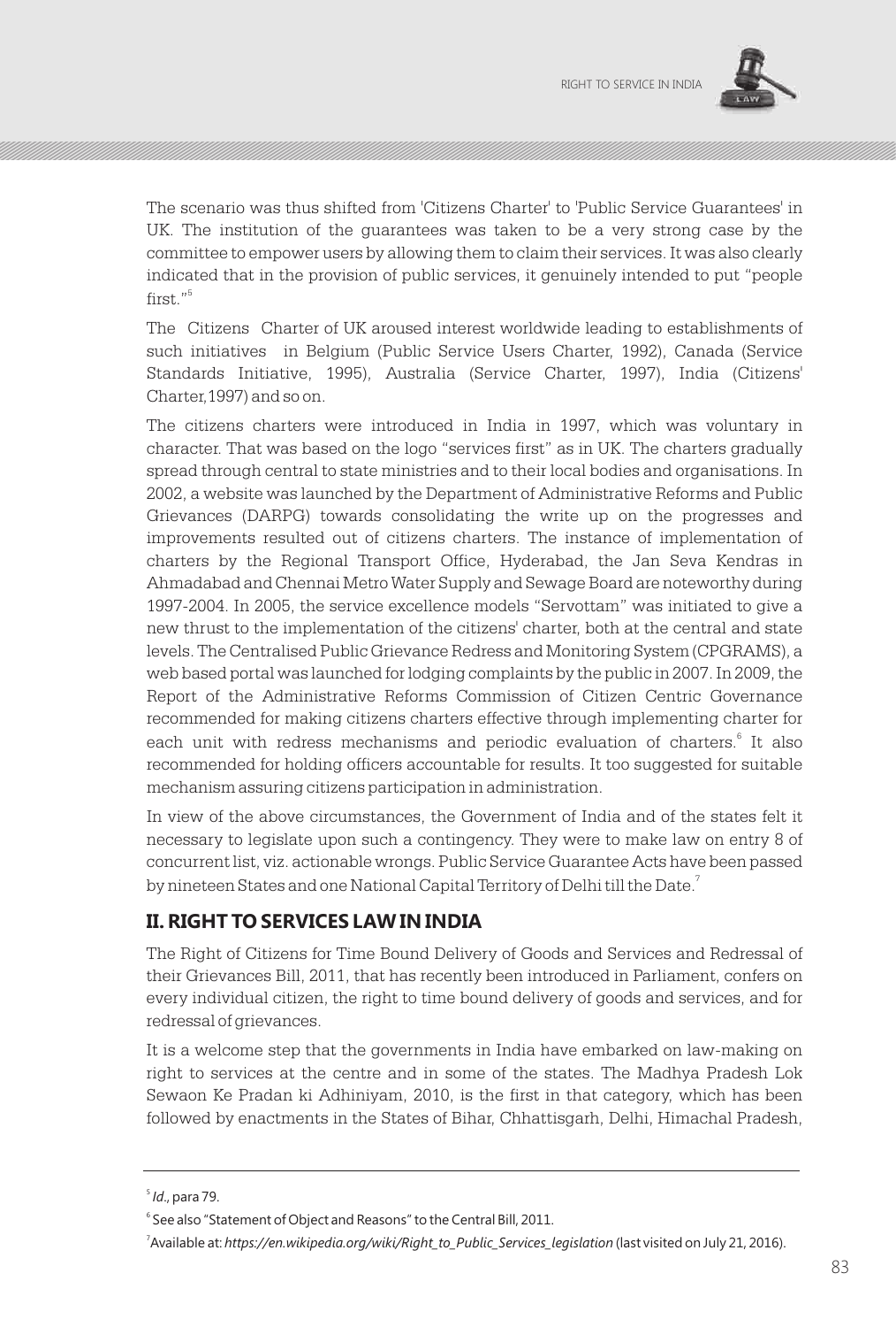The scenario was thus shifted from 'Citizens Charter' to 'Public Service Guarantees' in UK. The institution of the guarantees was taken to be a very strong case by the committee to empower users by allowing them to claim their services. It was also clearly indicated that in the provision of public services, it genuinely intended to put "people first."[5]

The Citizens Charter of UK aroused interest worldwide leading to establishments of such initiatives in Belgium (Public Service Users Charter, 1992), Canada (Service Standards Initiative, 1995), Australia (Service Charter, 1997), India (Citizens' Charter,1997) and so on.

The citizens charters were introduced in India in 1997, which was voluntary in character. That was based on the logo "services first" as in UK. The charters gradually spread through central to state ministries and to their local bodies and organisations. In 2002, a website was launched by the Department of Administrative Reforms and Public Grievances (DARPG) towards consolidating the write up on the progresses and improvements resulted out of citizens charters. The instance of implementation of charters by the Regional Transport Office, Hyderabad, the Jan Seva Kendras in Ahmadabad and Chennai Metro Water Supply and Sewage Board are noteworthy during 1997-2004. In 2005, the service excellence models "Servottam" was initiated to give a new thrust to the implementation of the citizens' charter, both at the central and state levels. The Centralised Public Grievance Redress and Monitoring System (CPGRAMS), a web based portal was launched for lodging complaints by the public in 2007. In 2009, the Report of the Administrative Reforms Commission of Citizen Centric Governance recommended for making citizens charters effective through implementing charter for each unit with redress mechanisms and periodic evaluation of charters.[6] It also recommended for holding officers accountable for results. It too suggested for suitable mechanism assuring citizens participation in administration.

In view of the above circumstances, the Government of India and of the states felt it necessary to legislate upon such a contingency. They were to make law on entry 8 of concurrent list, viz. actionable wrongs. Public Service Guarantee Acts have been passed by nineteen States and one National Capital Territory of Delhi till the Date.[7]

## II. RIGHT TO SERVICES LAW IN INDIA

The Right of Citizens for Time Bound Delivery of Goods and Services and Redressal of their Grievances Bill, 2011, that has recently been introduced in Parliament, confers on every individual citizen, the right to time bound delivery of goods and services, and for redressal of grievances.

It is a welcome step that the governments in India have embarked on law-making on right to services at the centre and in some of the states. The Madhya Pradesh Lok Sewaon Ke Pradan ki Adhiniyam, 2010, is the first in that category, which has been followed by enactments in the States of Bihar, Chhattisgarh, Delhi, Himachal Pradesh,

---

[5] *Id.,* para 79.

[6] See also "Statement of Object and Reasons" to the Central Bill, 2011.

[7] Available at: *https://en.wikipedia.org/wiki/Right_to_Public_Services_legislation* (last visited on July 21, 2016).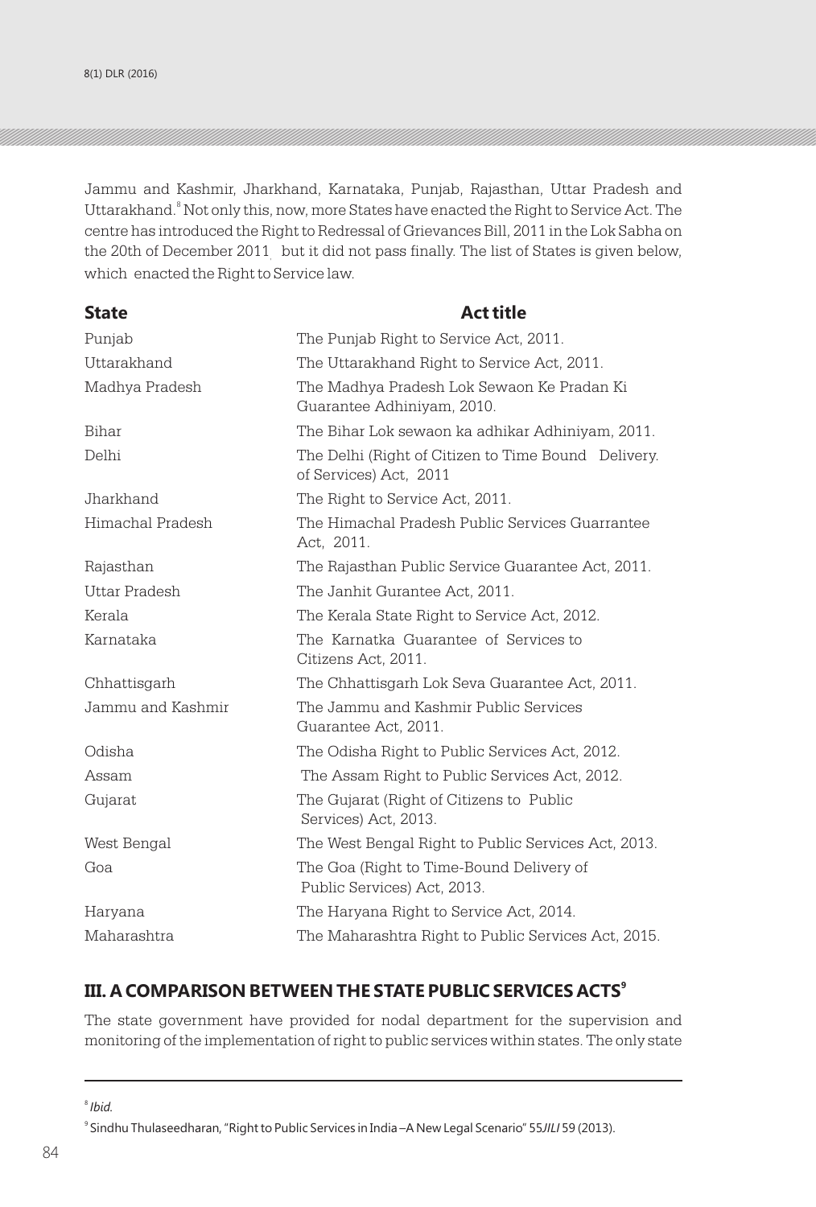Jammu and Kashmir, Jharkhand, Karnataka, Punjab, Rajasthan, Uttar Pradesh and Uttarakhand.[8] Not only this, now, more States have enacted the Right to Service Act. The centre has introduced the Right to Redressal of Grievances Bill, 2011 in the Lok Sabha on the 20th of December 2011 but it did not pass finally. The list of States is given below, which enacted the Right to Service law.

| State | Act title |
|---|---|
| Punjab | The Punjab Right to Service Act, 2011. |
| Uttarakhand | The Uttarakhand Right to Service Act, 2011. |
| Madhya Pradesh | The Madhya Pradesh Lok Sewaon Ke Pradan Ki Guarantee Adhiniyam, 2010. |
| Bihar | The Bihar Lok sewaon ka adhikar Adhiniyam, 2011. |
| Delhi | The Delhi (Right of Citizen to Time Bound Delivery. of Services) Act, 2011 |
| Jharkhand | The Right to Service Act, 2011. |
| Himachal Pradesh | The Himachal Pradesh Public Services Guarrantee Act, 2011. |
| Rajasthan | The Rajasthan Public Service Guarantee Act, 2011. |
| Uttar Pradesh | The Janhit Gurantee Act, 2011. |
| Kerala | The Kerala State Right to Service Act, 2012. |
| Karnataka | The Karnatka Guarantee of Services to Citizens Act, 2011. |
| Chhattisgarh | The Chhattisgarh Lok Seva Guarantee Act, 2011. |
| Jammu and Kashmir | The Jammu and Kashmir Public Services Guarantee Act, 2011. |
| Odisha | The Odisha Right to Public Services Act, 2012. |
| Assam | The Assam Right to Public Services Act, 2012. |
| Gujarat | The Gujarat (Right of Citizens to Public Services) Act, 2013. |
| West Bengal | The West Bengal Right to Public Services Act, 2013. |
| Goa | The Goa (Right to Time-Bound Delivery of Public Services) Act, 2013. |
| Haryana | The Haryana Right to Service Act, 2014. |
| Maharashtra | The Maharashtra Right to Public Services Act, 2015. |

## III. A COMPARISON BETWEEN THE STATE PUBLIC SERVICES ACTS[9]

The state government have provided for nodal department for the supervision and monitoring of the implementation of right to public services within states. The only state

---

[8] *Ibid.*

[9] Sindhu Thulaseedharan, "Right to Public Services in India –A New Legal Scenario" 55*JILI* 59 (2013).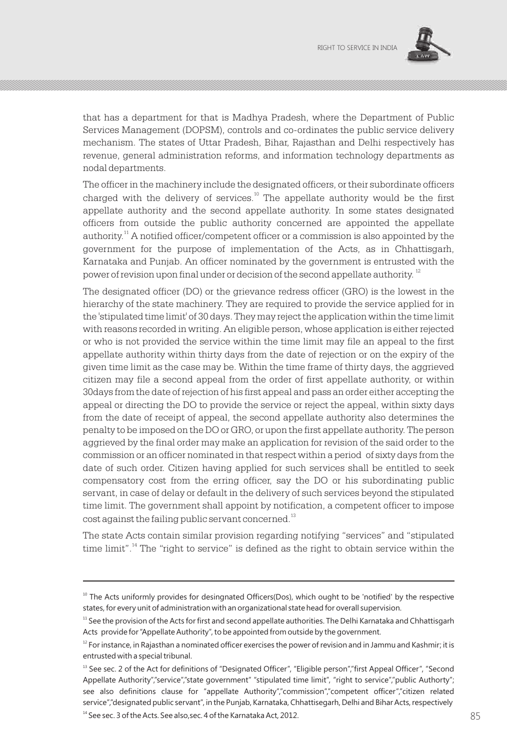that has a department for that is Madhya Pradesh, where the Department of Public Services Management (DOPSM), controls and co-ordinates the public service delivery mechanism. The states of Uttar Pradesh, Bihar, Rajasthan and Delhi respectively has revenue, general administration reforms, and information technology departments as nodal departments.

The officer in the machinery include the designated officers, or their subordinate officers charged with the delivery of services.[10] The appellate authority would be the first appellate authority and the second appellate authority. In some states designated officers from outside the public authority concerned are appointed the appellate authority.[11] A notified officer/competent officer or a commission is also appointed by the government for the purpose of implementation of the Acts, as in Chhattisgarh, Karnataka and Punjab. An officer nominated by the government is entrusted with the power of revision upon final under or decision of the second appellate authority.[12]

The designated officer (DO) or the grievance redress officer (GRO) is the lowest in the hierarchy of the state machinery. They are required to provide the service applied for in the 'stipulated time limit' of 30 days. They may reject the application within the time limit with reasons recorded in writing. An eligible person, whose application is either rejected or who is not provided the service within the time limit may file an appeal to the first appellate authority within thirty days from the date of rejection or on the expiry of the given time limit as the case may be. Within the time frame of thirty days, the aggrieved citizen may file a second appeal from the order of first appellate authority, or within 30days from the date of rejection of his first appeal and pass an order either accepting the appeal or directing the DO to provide the service or reject the appeal, within sixty days from the date of receipt of appeal, the second appellate authority also determines the penalty to be imposed on the DO or GRO, or upon the first appellate authority. The person aggrieved by the final order may make an application for revision of the said order to the commission or an officer nominated in that respect within a period of sixty days from the date of such order. Citizen having applied for such services shall be entitled to seek compensatory cost from the erring officer, say the DO or his subordinating public servant, in case of delay or default in the delivery of such services beyond the stipulated time limit. The government shall appoint by notification, a competent officer to impose cost against the failing public servant concerned.[13]

The state Acts contain similar provision regarding notifying "services" and "stipulated time limit".[14] The "right to service" is defined as the right to obtain service within the

---

[10] The Acts uniformly provides for desingnated Officers(Dos), which ought to be 'notified' by the respective states, for every unit of administration with an organizational state head for overall supervision.

[11] See the provision of the Acts for first and second appellate authorities. The Delhi Karnataka and Chhattisgarh Acts provide for "Appellate Authority", to be appointed from outside by the government.

[12] For instance, in Rajasthan a nominated officer exercises the power of revision and in Jammu and Kashmir; it is entrusted with a special tribunal.

[13] See sec. 2 of the Act for definitions of "Designated Officer", "Eligible person","first Appeal Officer", "Second Appellate Authority","service","state government" "stipulated time limit", "right to service","public Authority"; see also definitions clause for "appellate Authority","commission","competent officer","citizen related service","designated public servant", in the Punjab, Karnataka, Chhattisegarh, Delhi and Bihar Acts, respectively

[14] See sec. 3 of the Acts. See also,sec. 4 of the Karnataka Act, 2012.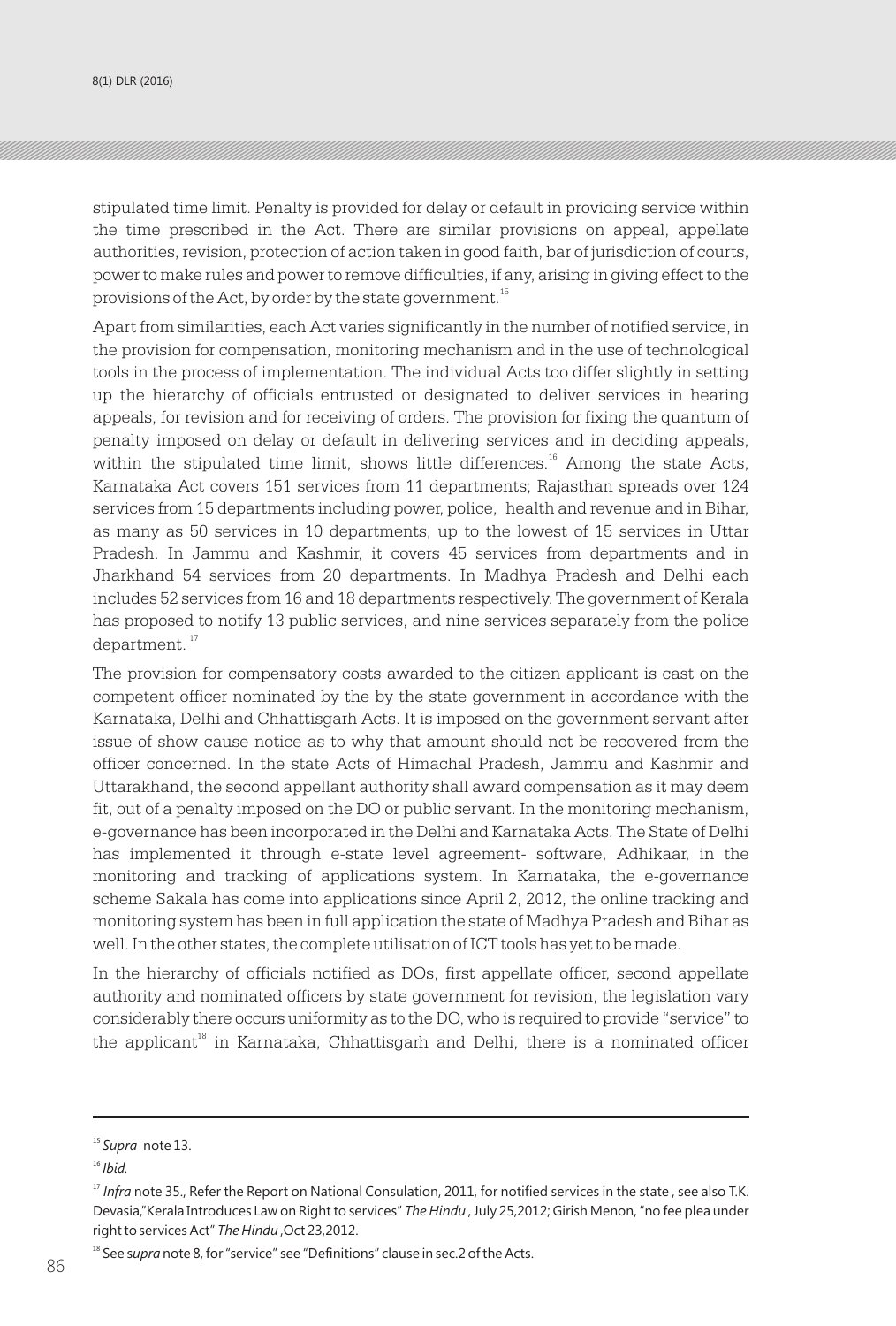stipulated time limit. Penalty is provided for delay or default in providing service within the time prescribed in the Act. There are similar provisions on appeal, appellate authorities, revision, protection of action taken in good faith, bar of jurisdiction of courts, power to make rules and power to remove difficulties, if any, arising in giving effect to the provisions of the Act, by order by the state government.[15]

Apart from similarities, each Act varies significantly in the number of notified service, in the provision for compensation, monitoring mechanism and in the use of technological tools in the process of implementation. The individual Acts too differ slightly in setting up the hierarchy of officials entrusted or designated to deliver services in hearing appeals, for revision and for receiving of orders. The provision for fixing the quantum of penalty imposed on delay or default in delivering services and in deciding appeals, within the stipulated time limit, shows little differences.[16] Among the state Acts, Karnataka Act covers 151 services from 11 departments; Rajasthan spreads over 124 services from 15 departments including power, police, health and revenue and in Bihar, as many as 50 services in 10 departments, up to the lowest of 15 services in Uttar Pradesh. In Jammu and Kashmir, it covers 45 services from departments and in Jharkhand 54 services from 20 departments. In Madhya Pradesh and Delhi each includes 52 services from 16 and 18 departments respectively. The government of Kerala has proposed to notify 13 public services, and nine services separately from the police department.[17]

The provision for compensatory costs awarded to the citizen applicant is cast on the competent officer nominated by the by the state government in accordance with the Karnataka, Delhi and Chhattisgarh Acts. It is imposed on the government servant after issue of show cause notice as to why that amount should not be recovered from the officer concerned. In the state Acts of Himachal Pradesh, Jammu and Kashmir and Uttarakhand, the second appellant authority shall award compensation as it may deem fit, out of a penalty imposed on the DO or public servant. In the monitoring mechanism, e-governance has been incorporated in the Delhi and Karnataka Acts. The State of Delhi has implemented it through e-state level agreement- software, Adhikaar, in the monitoring and tracking of applications system. In Karnataka, the e-governance scheme Sakala has come into applications since April 2, 2012, the online tracking and monitoring system has been in full application the state of Madhya Pradesh and Bihar as well. In the other states, the complete utilisation of ICT tools has yet to be made.

In the hierarchy of officials notified as DOs, first appellate officer, second appellate authority and nominated officers by state government for revision, the legislation vary considerably there occurs uniformity as to the DO, who is required to provide "service" to the applicant[18] in Karnataka, Chhattisgarh and Delhi, there is a nominated officer

---

[15] *Supra* note 13.

[16] *Ibid.*

[17] *Infra* note 35., Refer the Report on National Consulation, 2011, for notified services in the state , see also T.K. Devasia,"Kerala Introduces Law on Right to services" *The Hindu* , July 25,2012; Girish Menon, "no fee plea under right to services Act" *The Hindu* ,Oct 23,2012.

[18] See s*upra* note 8, for "service" see "Definitions" clause in sec.2 of the Acts.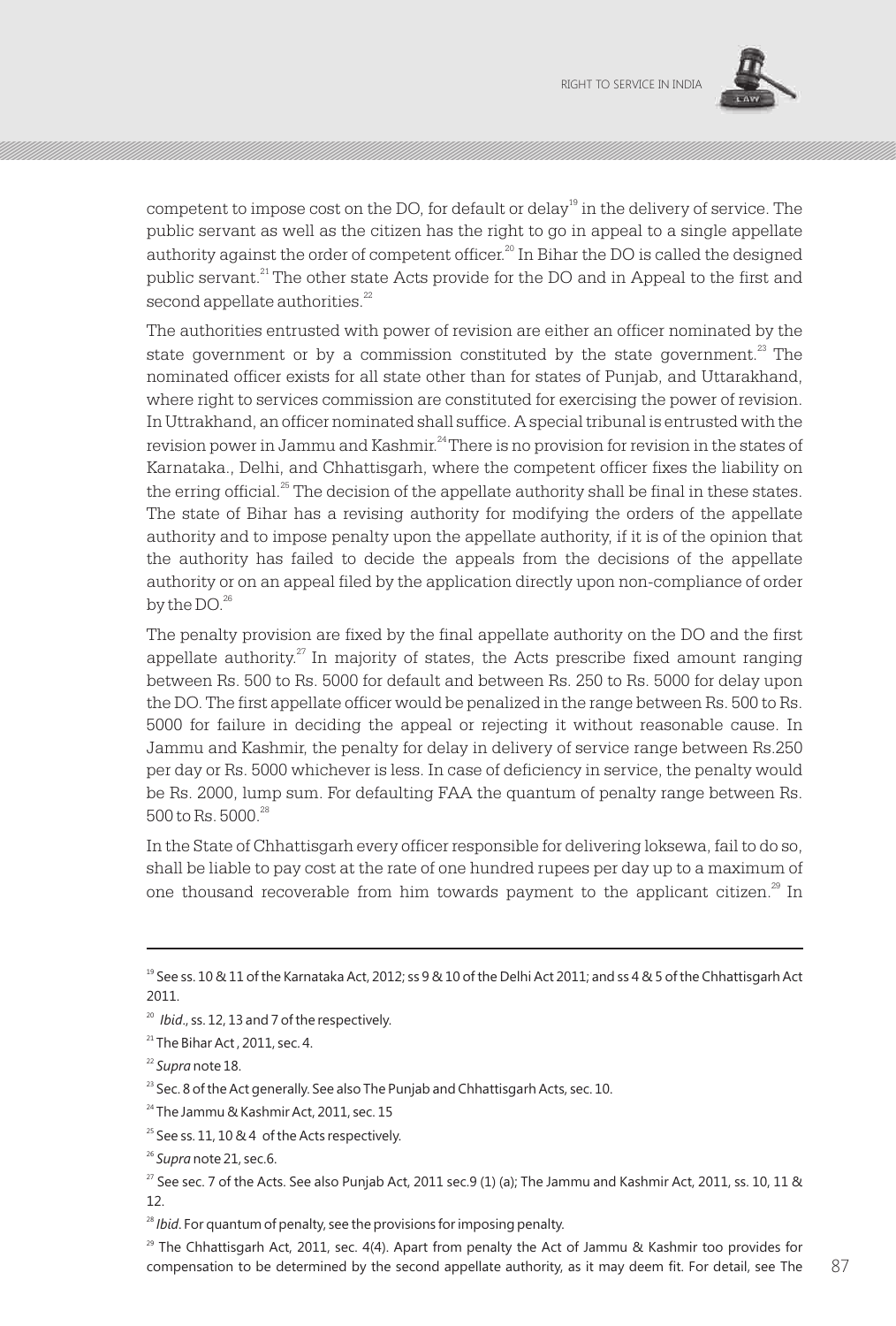competent to impose cost on the DO, for default or delay[19] in the delivery of service. The public servant as well as the citizen has the right to go in appeal to a single appellate authority against the order of competent officer.[20] In Bihar the DO is called the designed public servant.[21] The other state Acts provide for the DO and in Appeal to the first and second appellate authorities.[22]

The authorities entrusted with power of revision are either an officer nominated by the state government or by a commission constituted by the state government.[23] The nominated officer exists for all state other than for states of Punjab, and Uttarakhand, where right to services commission are constituted for exercising the power of revision. In Uttrakhand, an officer nominated shall suffice. A special tribunal is entrusted with the revision power in Jammu and Kashmir.[24] There is no provision for revision in the states of Karnataka., Delhi, and Chhattisgarh, where the competent officer fixes the liability on the erring official.[25] The decision of the appellate authority shall be final in these states. The state of Bihar has a revising authority for modifying the orders of the appellate authority and to impose penalty upon the appellate authority, if it is of the opinion that the authority has failed to decide the appeals from the decisions of the appellate authority or on an appeal filed by the application directly upon non-compliance of order by the DO.[26]

The penalty provision are fixed by the final appellate authority on the DO and the first appellate authority.[27] In majority of states, the Acts prescribe fixed amount ranging between Rs. 500 to Rs. 5000 for default and between Rs. 250 to Rs. 5000 for delay upon the DO. The first appellate officer would be penalized in the range between Rs. 500 to Rs. 5000 for failure in deciding the appeal or rejecting it without reasonable cause. In Jammu and Kashmir, the penalty for delay in delivery of service range between Rs.250 per day or Rs. 5000 whichever is less. In case of deficiency in service, the penalty would be Rs. 2000, lump sum. For defaulting FAA the quantum of penalty range between Rs. 500 to Rs. 5000.[28]

In the State of Chhattisgarh every officer responsible for delivering loksewa, fail to do so, shall be liable to pay cost at the rate of one hundred rupees per day up to a maximum of one thousand recoverable from him towards payment to the applicant citizen.[29] In

---

[19] See ss. 10 & 11 of the Karnataka Act, 2012; ss 9 & 10 of the Delhi Act 2011; and ss 4 & 5 of the Chhattisgarh Act 2011.

[20] *Ibid*., ss. 12, 13 and 7 of the respectively.

[21] The Bihar Act , 2011, sec. 4.

[22] *Supra* note 18.

[23] Sec. 8 of the Act generally. See also The Punjab and Chhattisgarh Acts, sec. 10.

[24] The Jammu & Kashmir Act, 2011, sec. 15

[25] See ss. 11, 10 & 4 of the Acts respectively.

[26] *Supra* note 21, sec.6.

[27] See sec. 7 of the Acts. See also Punjab Act, 2011 sec.9 (1) (a); The Jammu and Kashmir Act, 2011, ss. 10, 11 & 12.

[28] *Ibid*. For quantum of penalty, see the provisions for imposing penalty.

[29] The Chhattisgarh Act, 2011, sec. 4(4). Apart from penalty the Act of Jammu & Kashmir too provides for compensation to be determined by the second appellate authority, as it may deem fit. For detail, see The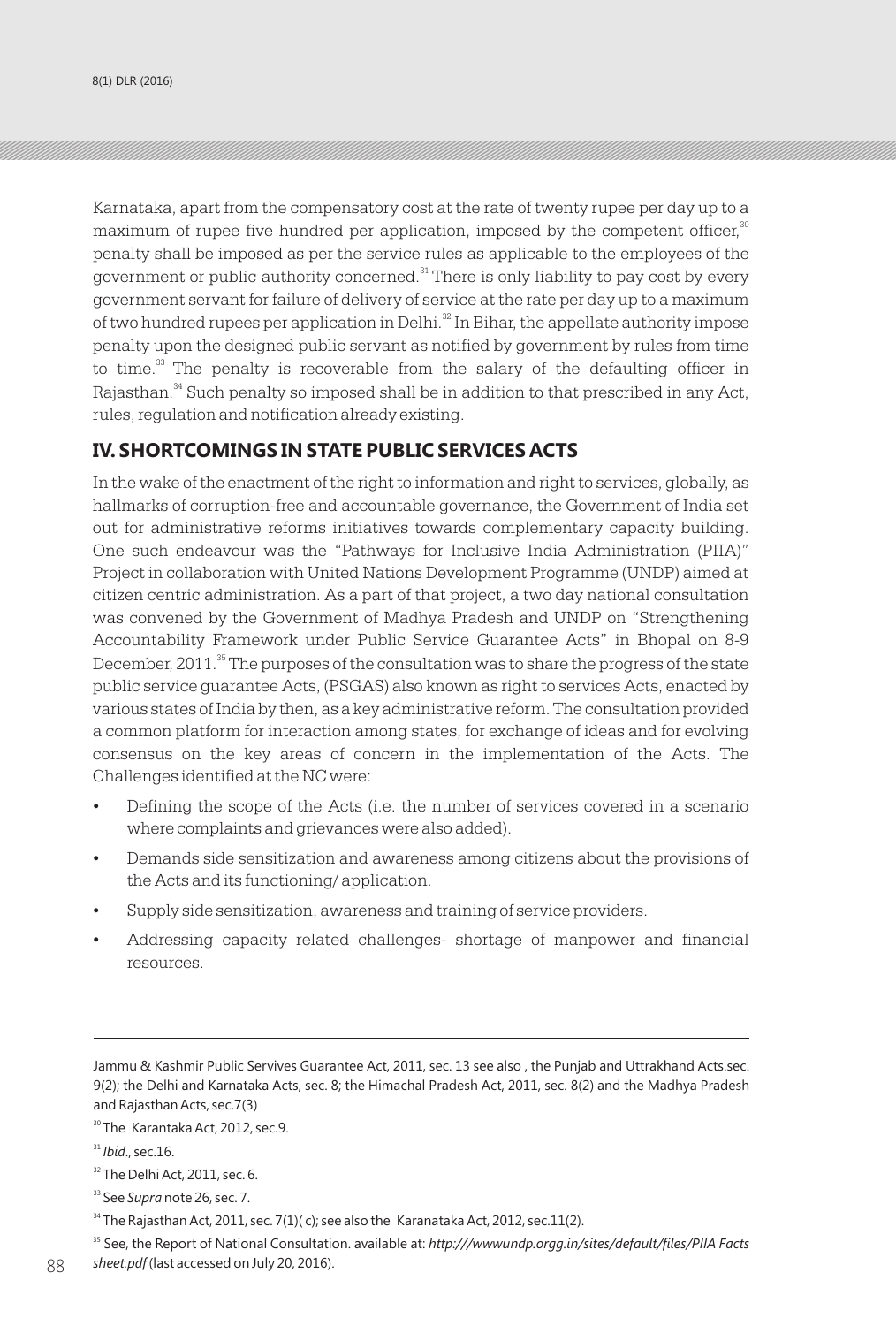Karnataka, apart from the compensatory cost at the rate of twenty rupee per day up to a maximum of rupee five hundred per application, imposed by the competent officer,[30] penalty shall be imposed as per the service rules as applicable to the employees of the government or public authority concerned.[31] There is only liability to pay cost by every government servant for failure of delivery of service at the rate per day up to a maximum of two hundred rupees per application in Delhi.[32] In Bihar, the appellate authority impose penalty upon the designed public servant as notified by government by rules from time to time.[33] The penalty is recoverable from the salary of the defaulting officer in Rajasthan.[34] Such penalty so imposed shall be in addition to that prescribed in any Act, rules, regulation and notification already existing.

## IV. SHORTCOMINGS IN STATE PUBLIC SERVICES ACTS

In the wake of the enactment of the right to information and right to services, globally, as hallmarks of corruption-free and accountable governance, the Government of India set out for administrative reforms initiatives towards complementary capacity building. One such endeavour was the "Pathways for Inclusive India Administration (PIIA)" Project in collaboration with United Nations Development Programme (UNDP) aimed at citizen centric administration. As a part of that project, a two day national consultation was convened by the Government of Madhya Pradesh and UNDP on "Strengthening Accountability Framework under Public Service Guarantee Acts" in Bhopal on 8-9 December, 2011.[35] The purposes of the consultation was to share the progress of the state public service guarantee Acts, (PSGAS) also known as right to services Acts, enacted by various states of India by then, as a key administrative reform. The consultation provided a common platform for interaction among states, for exchange of ideas and for evolving consensus on the key areas of concern in the implementation of the Acts. The Challenges identified at the NC were:

- Defining the scope of the Acts (i.e. the number of services covered in a scenario where complaints and grievances were also added).
- Demands side sensitization and awareness among citizens about the provisions of the Acts and its functioning/ application.
- Supply side sensitization, awareness and training of service providers.
- Addressing capacity related challenges- shortage of manpower and financial resources.

---

Jammu & Kashmir Public Servives Guarantee Act, 2011, sec. 13 see also , the Punjab and Uttrakhand Acts.sec. 9(2); the Delhi and Karnataka Acts, sec. 8; the Himachal Pradesh Act, 2011, sec. 8(2) and the Madhya Pradesh and Rajasthan Acts, sec.7(3)

[30] The Karantaka Act, 2012, sec.9.

[31] *Ibid*., sec.16.

[32] The Delhi Act, 2011, sec. 6.

[33] See *Supra* note 26, sec. 7.

[34] The Rajasthan Act, 2011, sec. 7(1)( c); see also the Karanataka Act, 2012, sec.11(2).

[35] See, the Report of National Consultation. available at: *http:///wwwundp.orgg.in/sites/default/files/PIIA Facts sheet.pdf* (last accessed on July 20, 2016).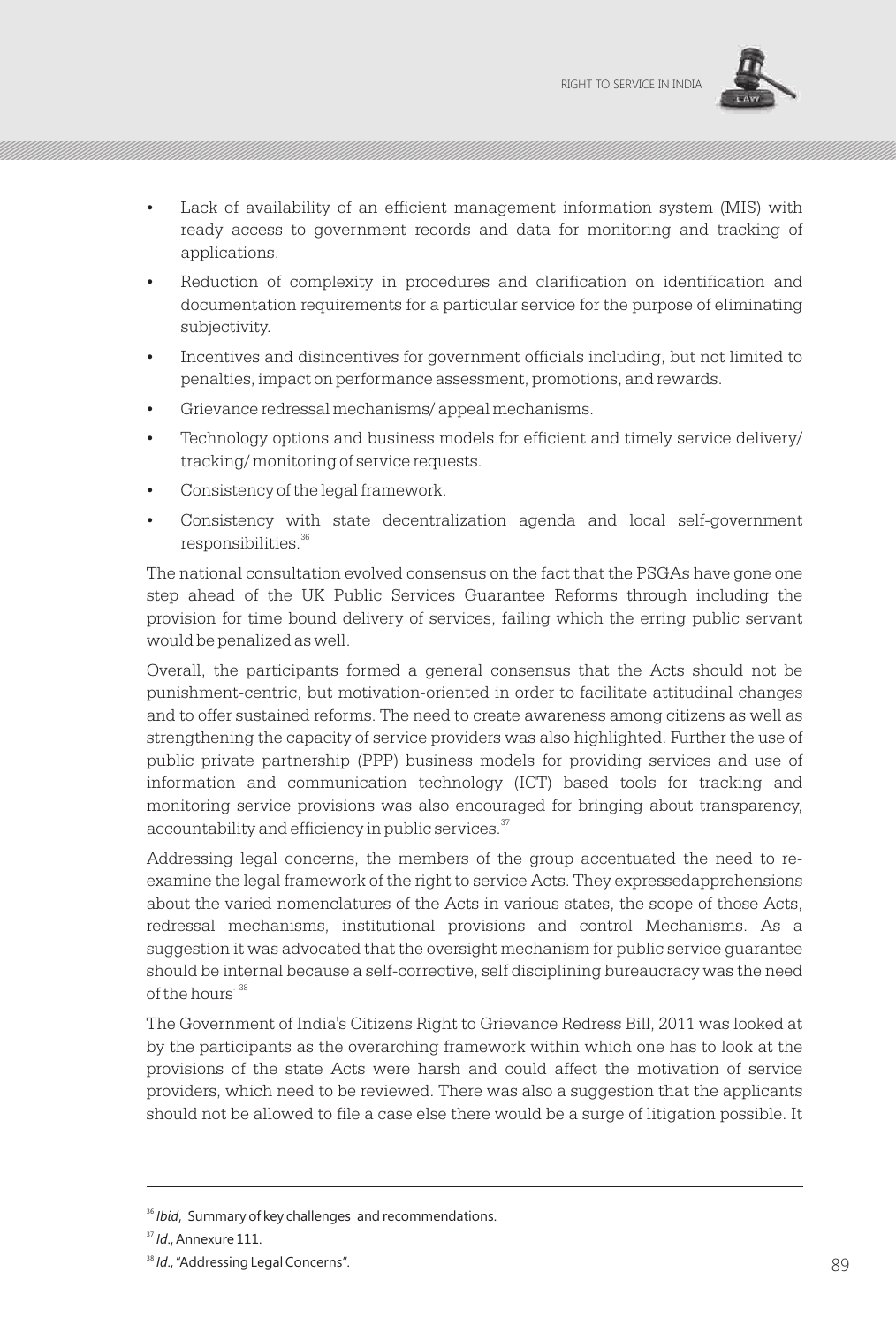- Lack of availability of an efficient management information system (MIS) with ready access to government records and data for monitoring and tracking of applications.
- Reduction of complexity in procedures and clarification on identification and documentation requirements for a particular service for the purpose of eliminating subjectivity.
- Incentives and disincentives for government officials including, but not limited to penalties, impact on performance assessment, promotions, and rewards.
- Grievance redressal mechanisms/ appeal mechanisms.
- Technology options and business models for efficient and timely service delivery/ tracking/ monitoring of service requests.
- Consistency of the legal framework.
- Consistency with state decentralization agenda and local self-government responsibilities.[36]

The national consultation evolved consensus on the fact that the PSGAs have gone one step ahead of the UK Public Services Guarantee Reforms through including the provision for time bound delivery of services, failing which the erring public servant would be penalized as well.

Overall, the participants formed a general consensus that the Acts should not be punishment-centric, but motivation-oriented in order to facilitate attitudinal changes and to offer sustained reforms. The need to create awareness among citizens as well as strengthening the capacity of service providers was also highlighted. Further the use of public private partnership (PPP) business models for providing services and use of information and communication technology (ICT) based tools for tracking and monitoring service provisions was also encouraged for bringing about transparency, accountability and efficiency in public services.[37]

Addressing legal concerns, the members of the group accentuated the need to re-examine the legal framework of the right to service Acts. They expressedapprehensions about the varied nomenclatures of the Acts in various states, the scope of those Acts, redressal mechanisms, institutional provisions and control Mechanisms. As a suggestion it was advocated that the oversight mechanism for public service guarantee should be internal because a self-corrective, self disciplining bureaucracy was the need of the hours [38]

The Government of India's Citizens Right to Grievance Redress Bill, 2011 was looked at by the participants as the overarching framework within which one has to look at the provisions of the state Acts were harsh and could affect the motivation of service providers, which need to be reviewed. There was also a suggestion that the applicants should not be allowed to file a case else there would be a surge of litigation possible. It

---

[36] *Ibid*, Summary of key challenges and recommendations.

[37] *Id*., Annexure 111.

[38] *Id*., "Addressing Legal Concerns".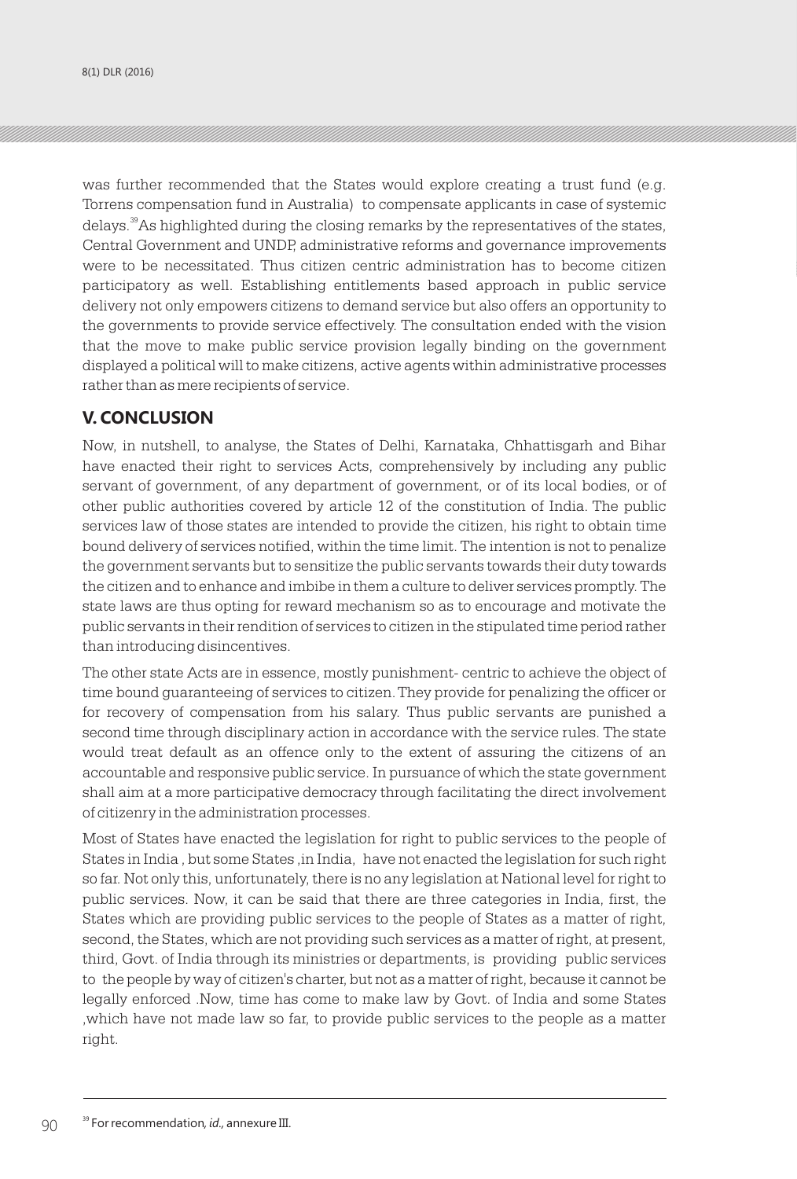was further recommended that the States would explore creating a trust fund (e.g. Torrens compensation fund in Australia) to compensate applicants in case of systemic delays.[39] As highlighted during the closing remarks by the representatives of the states, Central Government and UNDP, administrative reforms and governance improvements were to be necessitated. Thus citizen centric administration has to become citizen participatory as well. Establishing entitlements based approach in public service delivery not only empowers citizens to demand service but also offers an opportunity to the governments to provide service effectively. The consultation ended with the vision that the move to make public service provision legally binding on the government displayed a political will to make citizens, active agents within administrative processes rather than as mere recipients of service.

## V. CONCLUSION

Now, in nutshell, to analyse, the States of Delhi, Karnataka, Chhattisgarh and Bihar have enacted their right to services Acts, comprehensively by including any public servant of government, of any department of government, or of its local bodies, or of other public authorities covered by article 12 of the constitution of India. The public services law of those states are intended to provide the citizen, his right to obtain time bound delivery of services notified, within the time limit. The intention is not to penalize the government servants but to sensitize the public servants towards their duty towards the citizen and to enhance and imbibe in them a culture to deliver services promptly. The state laws are thus opting for reward mechanism so as to encourage and motivate the public servants in their rendition of services to citizen in the stipulated time period rather than introducing disincentives.

The other state Acts are in essence, mostly punishment- centric to achieve the object of time bound guaranteeing of services to citizen. They provide for penalizing the officer or for recovery of compensation from his salary. Thus public servants are punished a second time through disciplinary action in accordance with the service rules. The state would treat default as an offence only to the extent of assuring the citizens of an accountable and responsive public service. In pursuance of which the state government shall aim at a more participative democracy through facilitating the direct involvement of citizenry in the administration processes.

Most of States have enacted the legislation for right to public services to the people of States in India , but some States ,in India, have not enacted the legislation for such right so far. Not only this, unfortunately, there is no any legislation at National level for right to public services. Now, it can be said that there are three categories in India, first, the States which are providing public services to the people of States as a matter of right, second, the States, which are not providing such services as a matter of right, at present, third, Govt. of India through its ministries or departments, is providing public services to the people by way of citizen's charter, but not as a matter of right, because it cannot be legally enforced .Now, time has come to make law by Govt. of India and some States ,which have not made law so far, to provide public services to the people as a matter right.

---

[39] For recommendation, *id.,* annexure III.